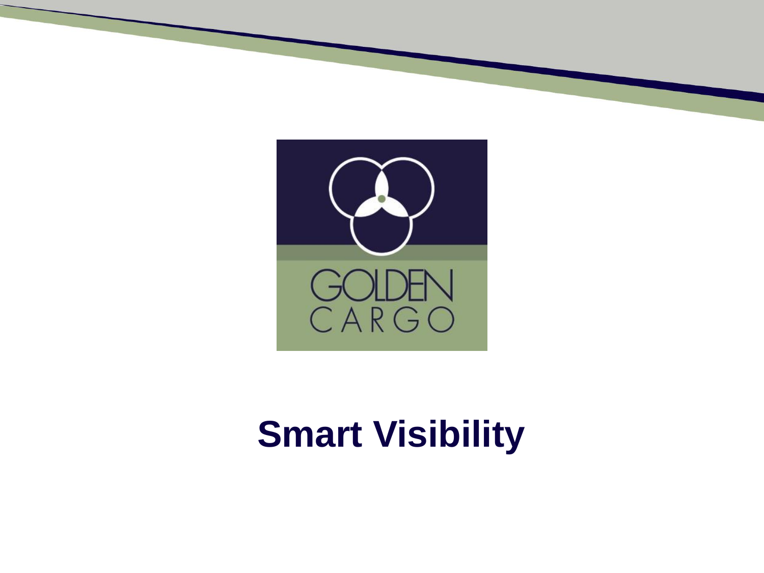GOLDEN CARGO

# Smart Visibility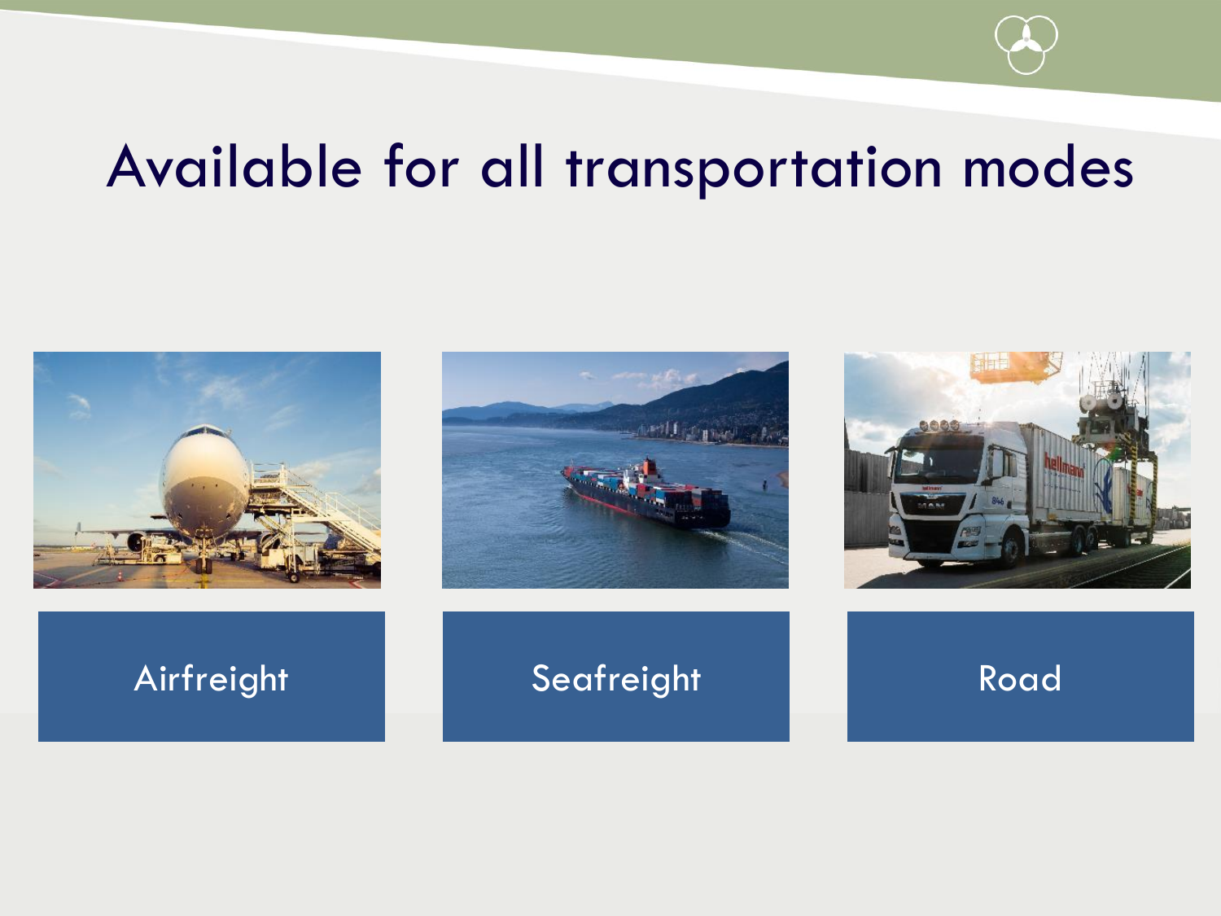# Available for all transportation modes

Airfreight

Seafreight

Road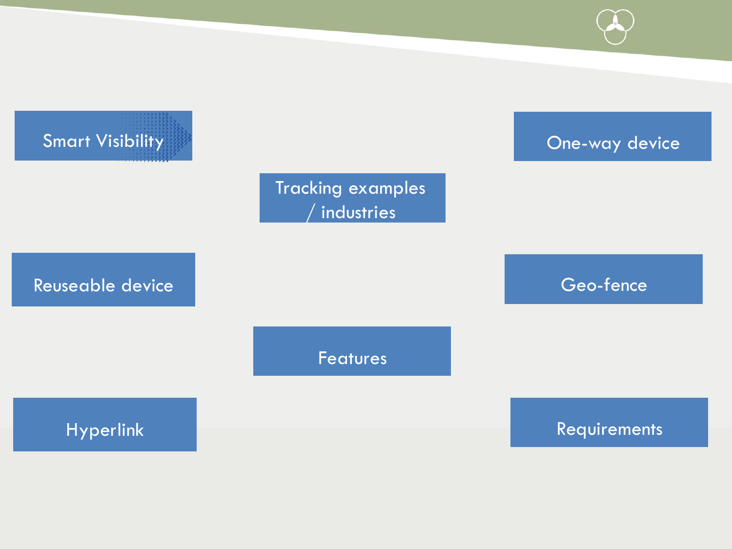Smart Visibility

One-way device

Tracking examples / industries

Reuseable device

Geo-fence

Features

Hyperlink

Requirements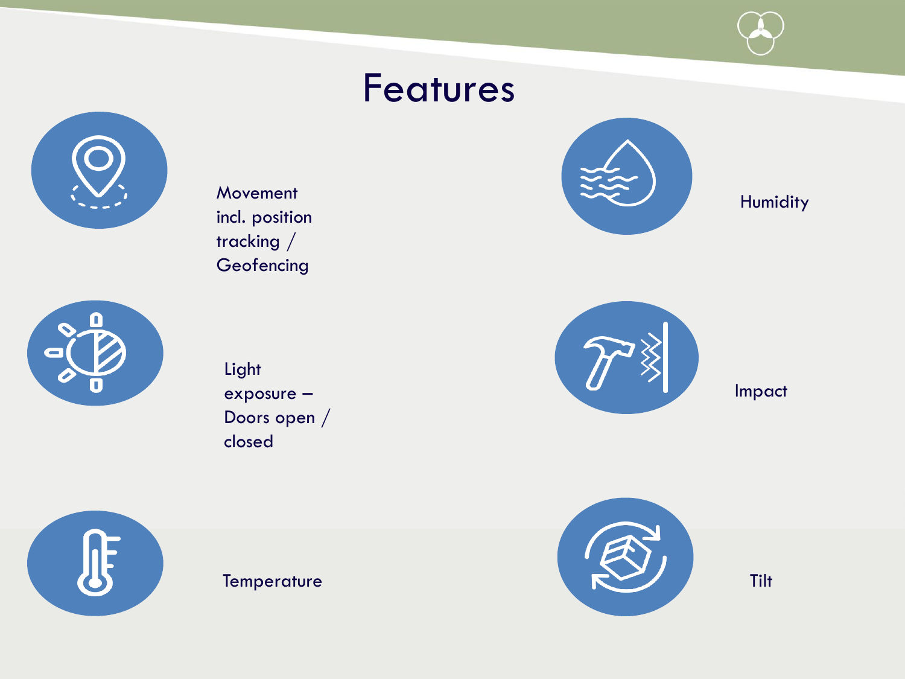# Features

- Movement incl. position tracking / Geofencing
- Light exposure – Doors open / closed
- Temperature
- Humidity
- Impact
- Tilt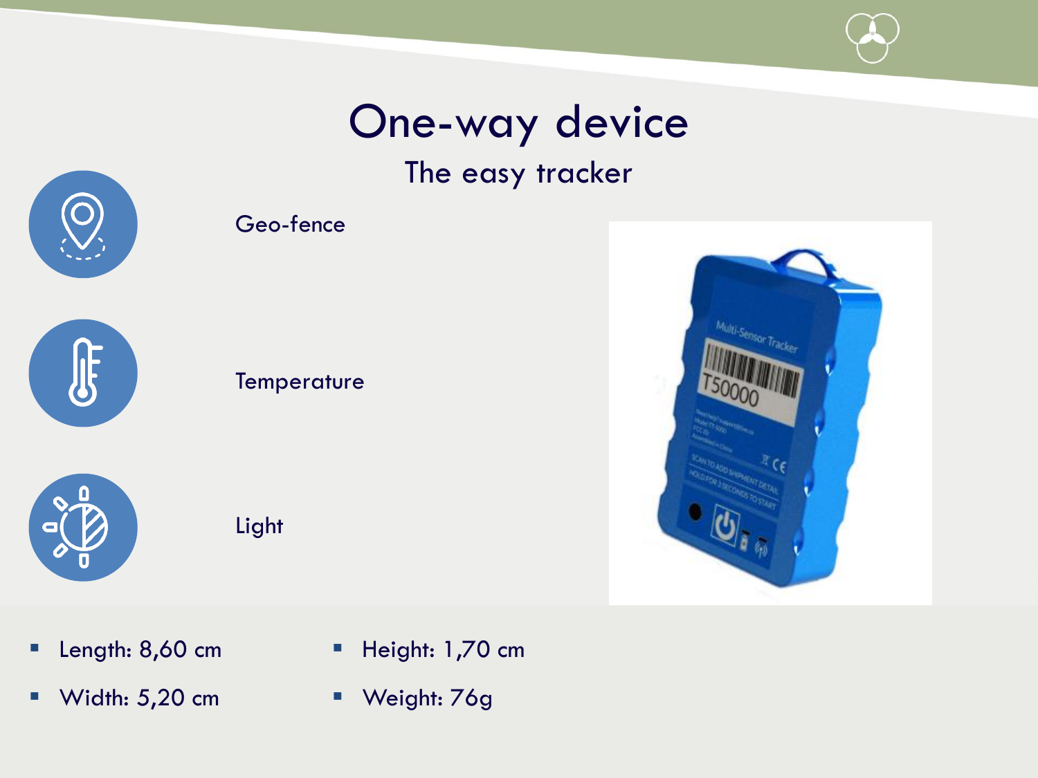# One-way device

## The easy tracker

Geo-fence

Temperature

Light

- Length: 8,60 cm
- Width: 5,20 cm
- Height: 1,70 cm
- Weight: 76g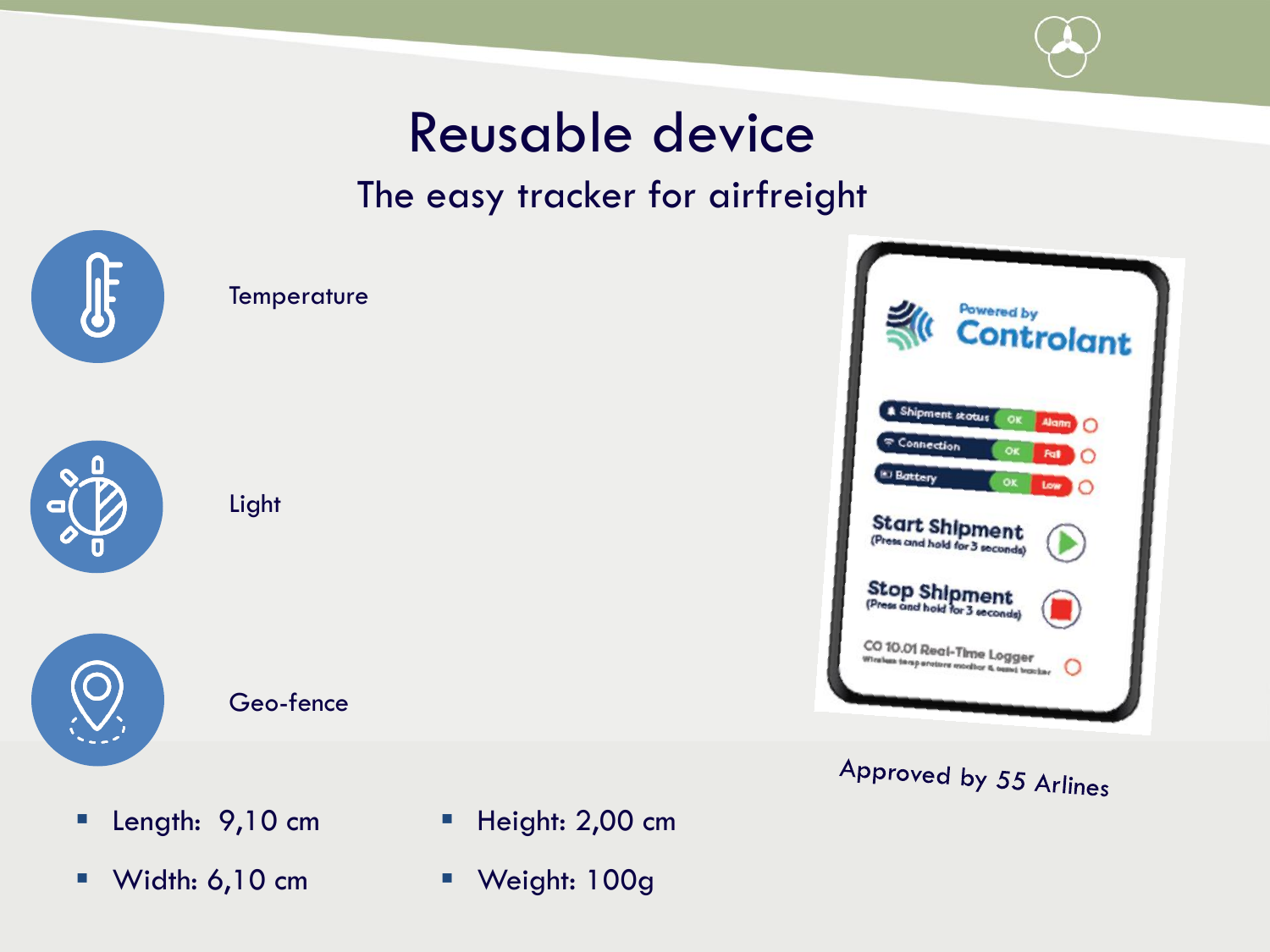# Reusable device

## The easy tracker for airfreight

Temperature

Light

Geo-fence

Approved by 55 Arlines

- Length: 9,10 cm
- Width: 6,10 cm
- Height: 2,00 cm
- Weight: 100g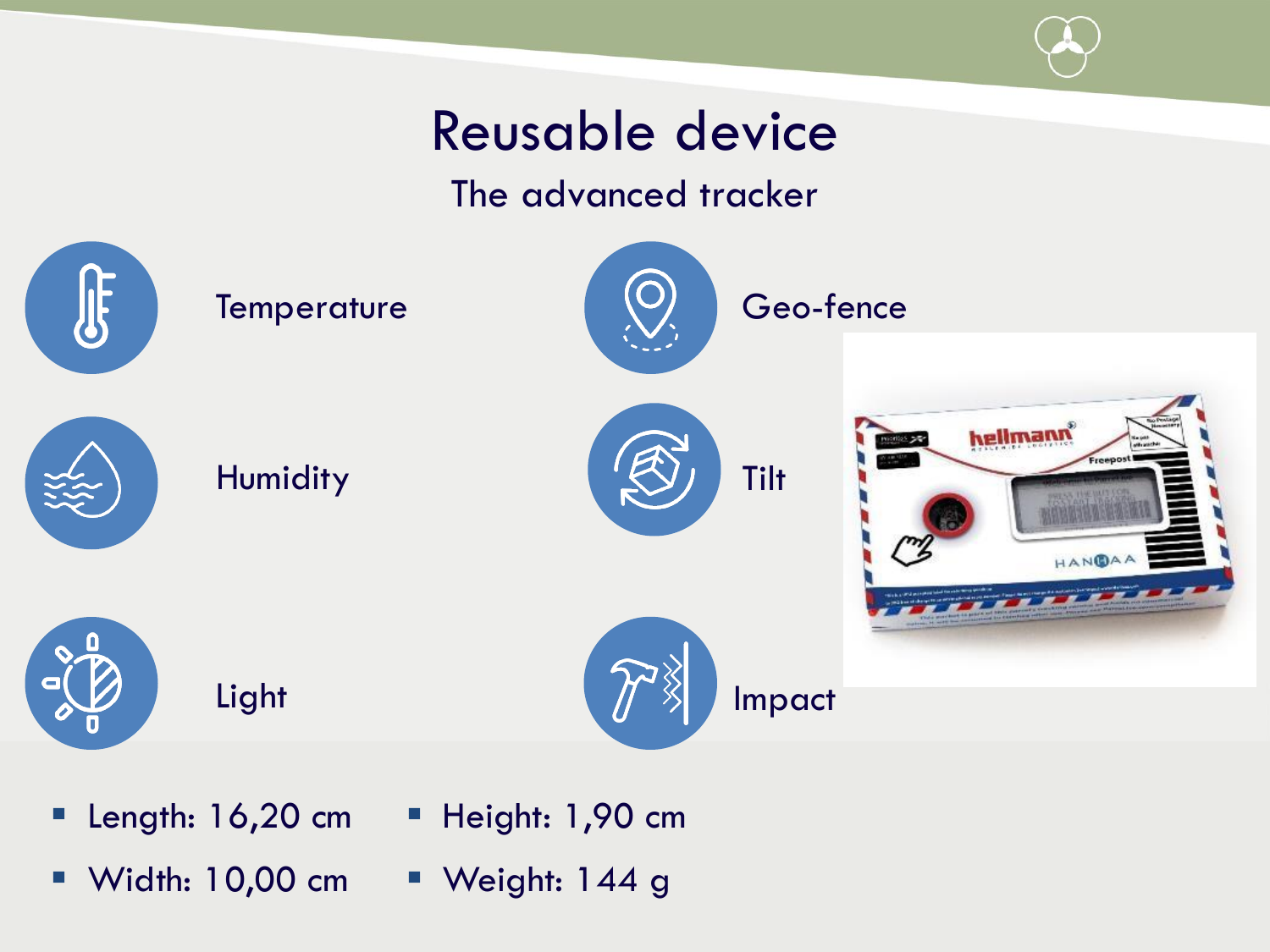# Reusable device

## The advanced tracker

- Temperature
- Humidity
- Light
- Geo-fence
- Tilt
- Impact

- Length: 16,20 cm
- Width: 10,00 cm
- Height: 1,90 cm
- Weight: 144 g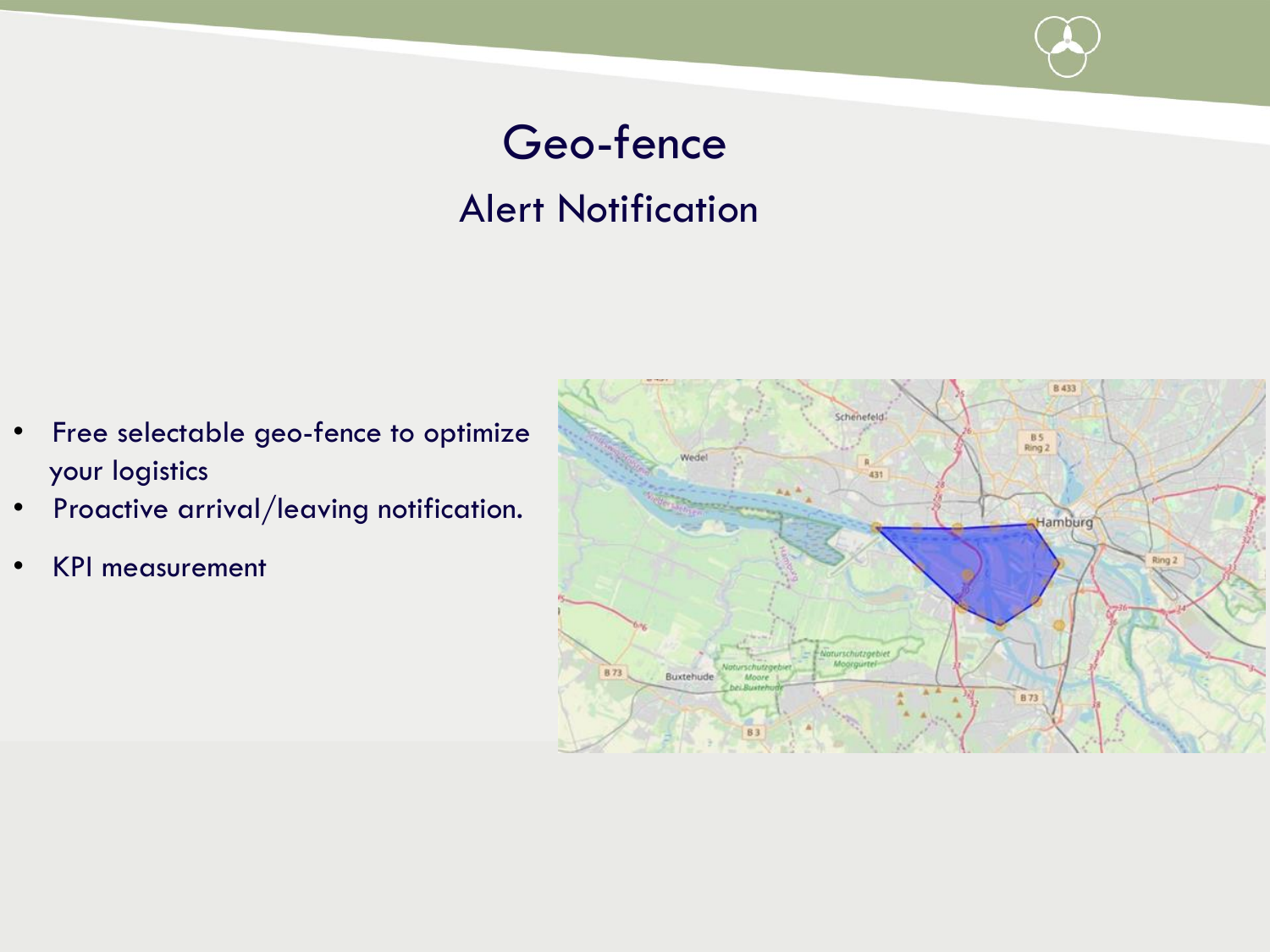# Geo-fence

## Alert Notification

- Free selectable geo-fence to optimize your logistics
- Proactive arrival/leaving notification.
- KPI measurement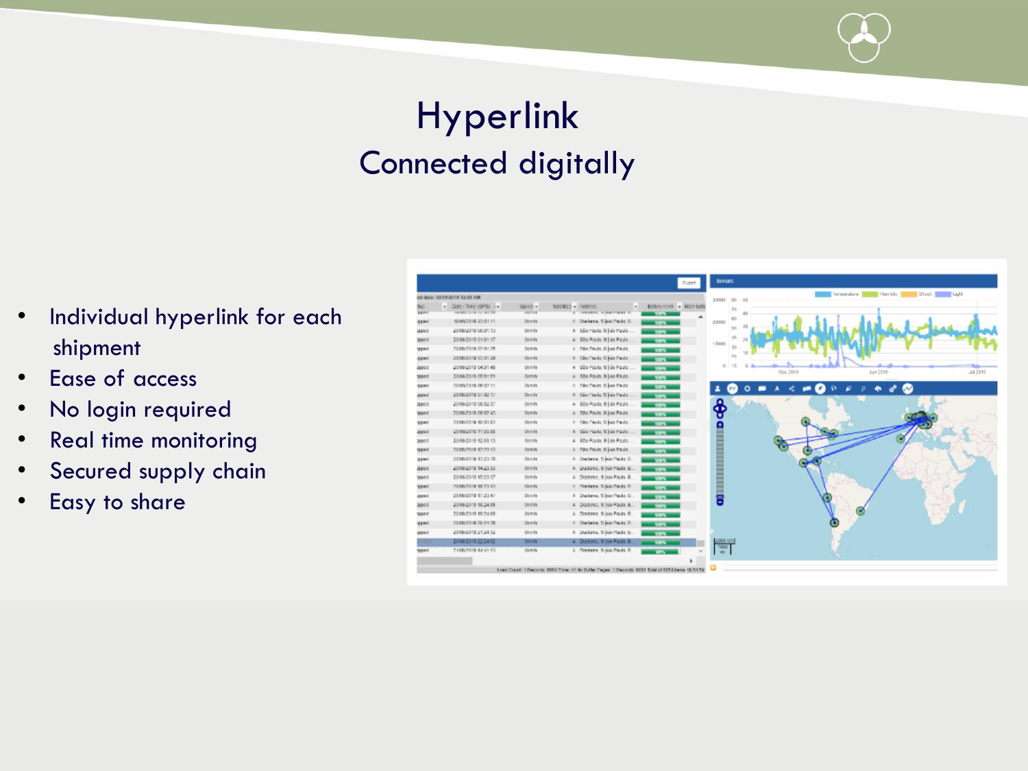# Hyperlink

## Connected digitally

- Individual hyperlink for each shipment
- Ease of access
- No login required
- Real time monitoring
- Secured supply chain
- Easy to share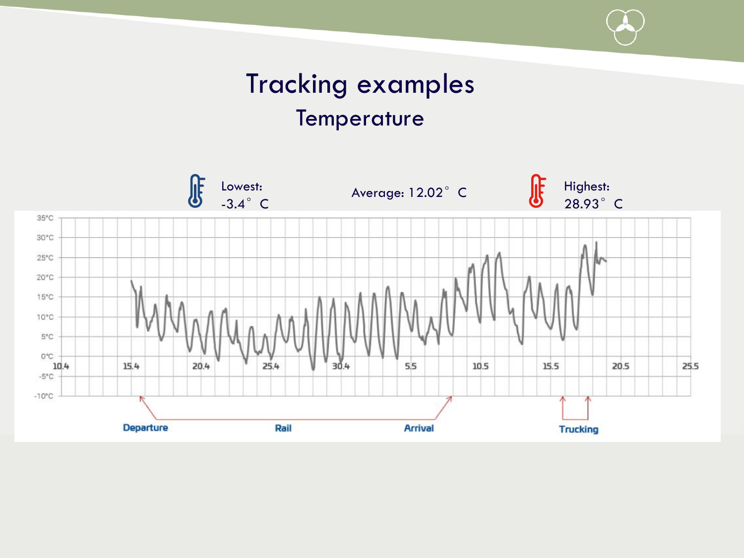# Tracking examples

## Temperature

Lowest: -3.4° C

Average: 12.02° C

Highest: 28.93° C

35°C
30°C
25°C
20°C
15°C
10°C
5°C
0°C
-5°C
-10°C

10.4 15.4 20.4 25.4 30.4 5.5 10.5 15.5 20.5 25.5

Departure Rail Arrival Trucking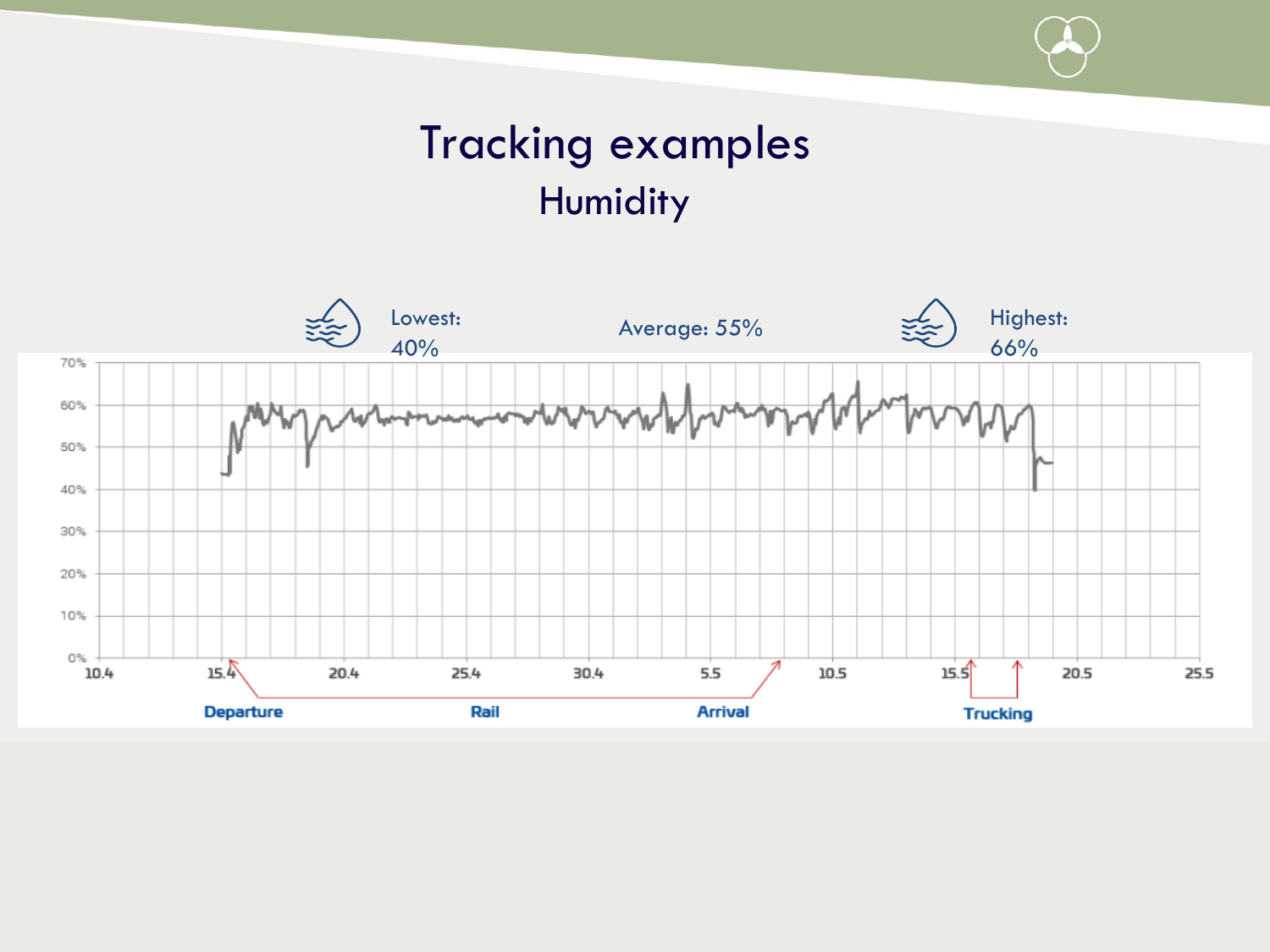# Tracking examples

## Humidity

Lowest: 40%

Average: 55%

Highest: 66%

70%
60%
50%
40%
30%
20%
10%
0%

10.4 15.4 20.4 25.4 30.4 5.5 10.5 15.5 20.5 25.5

Departure Rail Arrival Trucking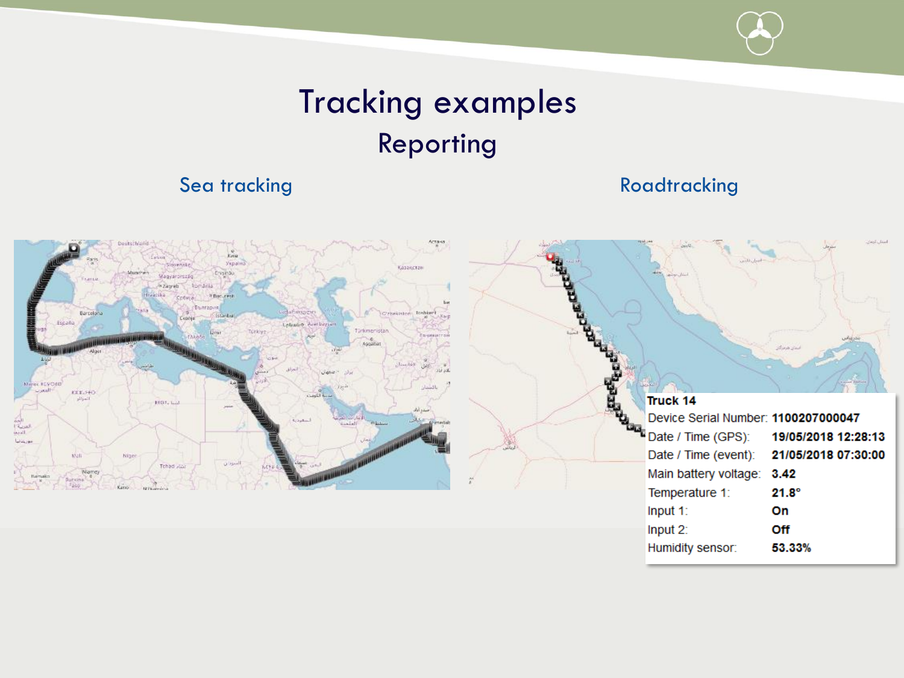# Tracking examples

## Reporting

### Sea tracking

### Roadtracking

| Truck 14 | |
|---|---|
| Device Serial Number: | 1100207000047 |
| Date / Time (GPS): | 19/05/2018 12:28:13 |
| Date / Time (event): | 21/05/2018 07:30:00 |
| Main battery voltage: | 3.42 |
| Temperature 1: | 21.8° |
| Input 1: | On |
| Input 2: | Off |
| Humidity sensor: | 53.33% |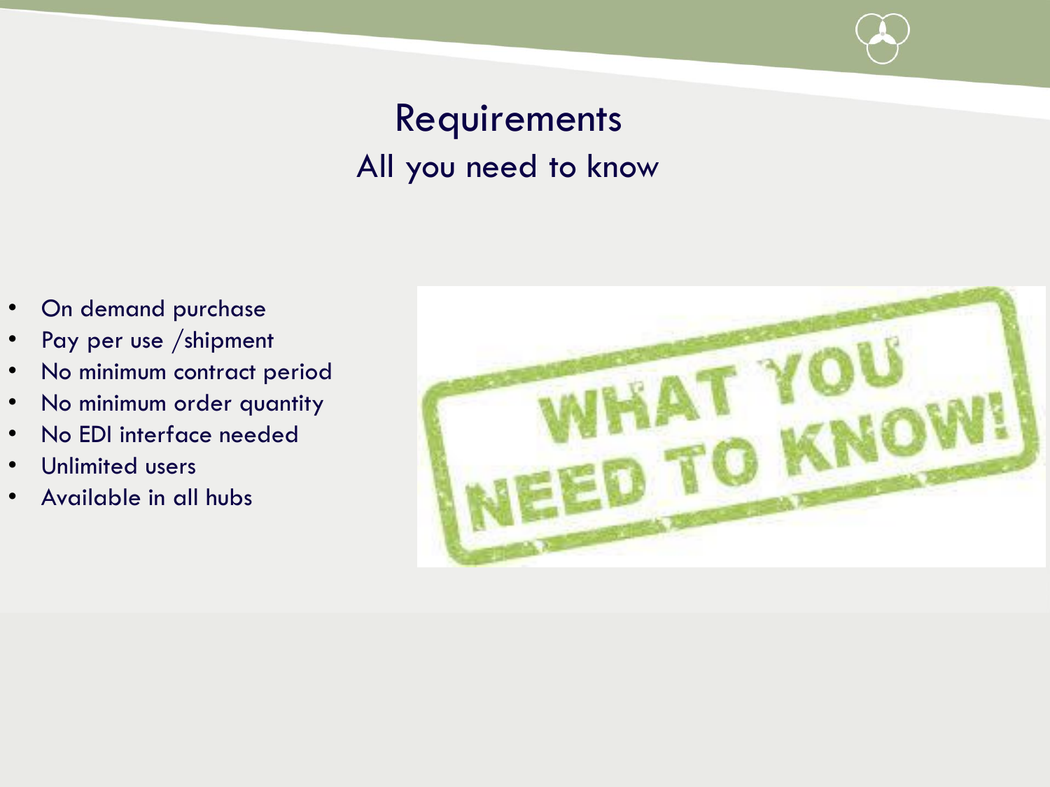# Requirements

## All you need to know

- On demand purchase
- Pay per use /shipment
- No minimum contract period
- No minimum order quantity
- No EDI interface needed
- Unlimited users
- Available in all hubs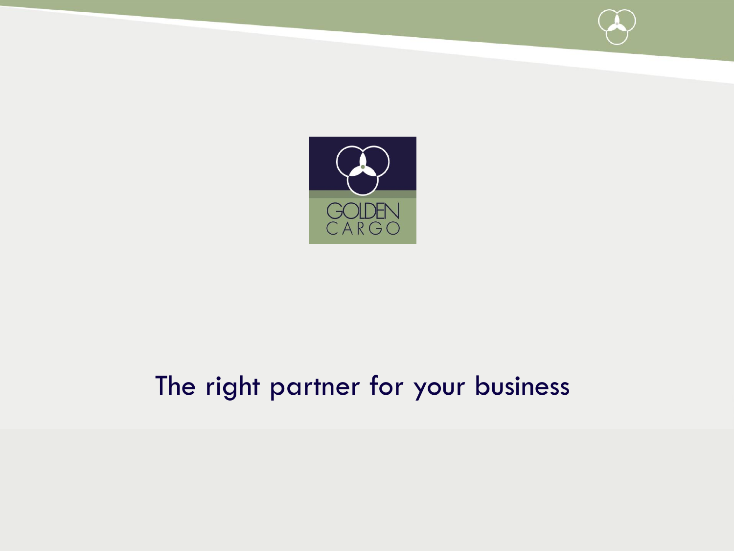GOLDEN CARGO

The right partner for your business